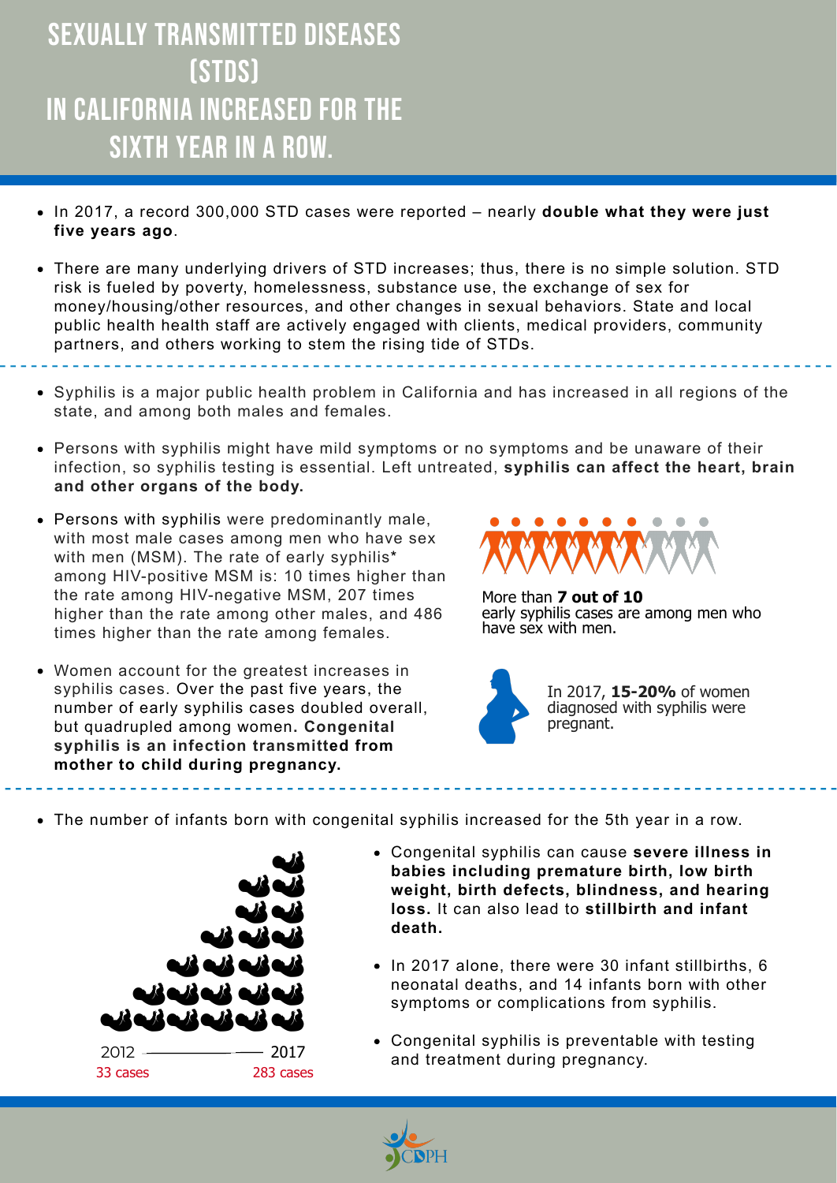# SEXUALLY TRANSMITTED DISEASES (STDS) IN CALIFORNIA INCREASED FOR THE SIXTH YEAR IN A ROW.

- In 2017, a record 300,000 STD cases were reported – nearly **double what they were just five years ago**.
- There are many underlying drivers of STD increases; thus, there is no simple solution. STD risk is fueled by poverty, homelessness, substance use, the exchange of sex for money/housing/other resources, and other changes in sexual behaviors. State and local public health health staff are actively engaged with clients, medical providers, community partners, and others working to stem the rising tide of STDs.

---

- Syphilis is a major public health problem in California and has increased in all regions of the state, and among both males and females.
- Persons with syphilis might have mild symptoms or no symptoms and be unaware of their infection, so syphilis testing is essential. Left untreated, **syphilis can affect the heart, brain and other organs of the body.**
- Persons with syphilis were predominantly male, with most male cases among men who have sex with men (MSM). The rate of early syphilis* among HIV-positive MSM is: 10 times higher than the rate among HIV-negative MSM, 207 times higher than the rate among other males, and 486 times higher than the rate among females.

More than **7 out of 10** early syphilis cases are among men who have sex with men.

- Women account for the greatest increases in syphilis cases. Over the past five years, the number of early syphilis cases doubled overall, but quadrupled among women. **Congenital syphilis is an infection transmitted from mother to child during pregnancy.**

In 2017, **15-20%** of women diagnosed with syphilis were pregnant.

---

- The number of infants born with congenital syphilis increased for the 5th year in a row.

2012 — 2017

33 cases — 283 cases

- Congenital syphilis can cause **severe illness in babies including premature birth, low birth weight, birth defects, blindness, and hearing loss.** It can also lead to **stillbirth and infant death.**
- In 2017 alone, there were 30 infant stillbirths, 6 neonatal deaths, and 14 infants born with other symptoms or complications from syphilis.
- Congenital syphilis is preventable with testing and treatment during pregnancy.

CDPH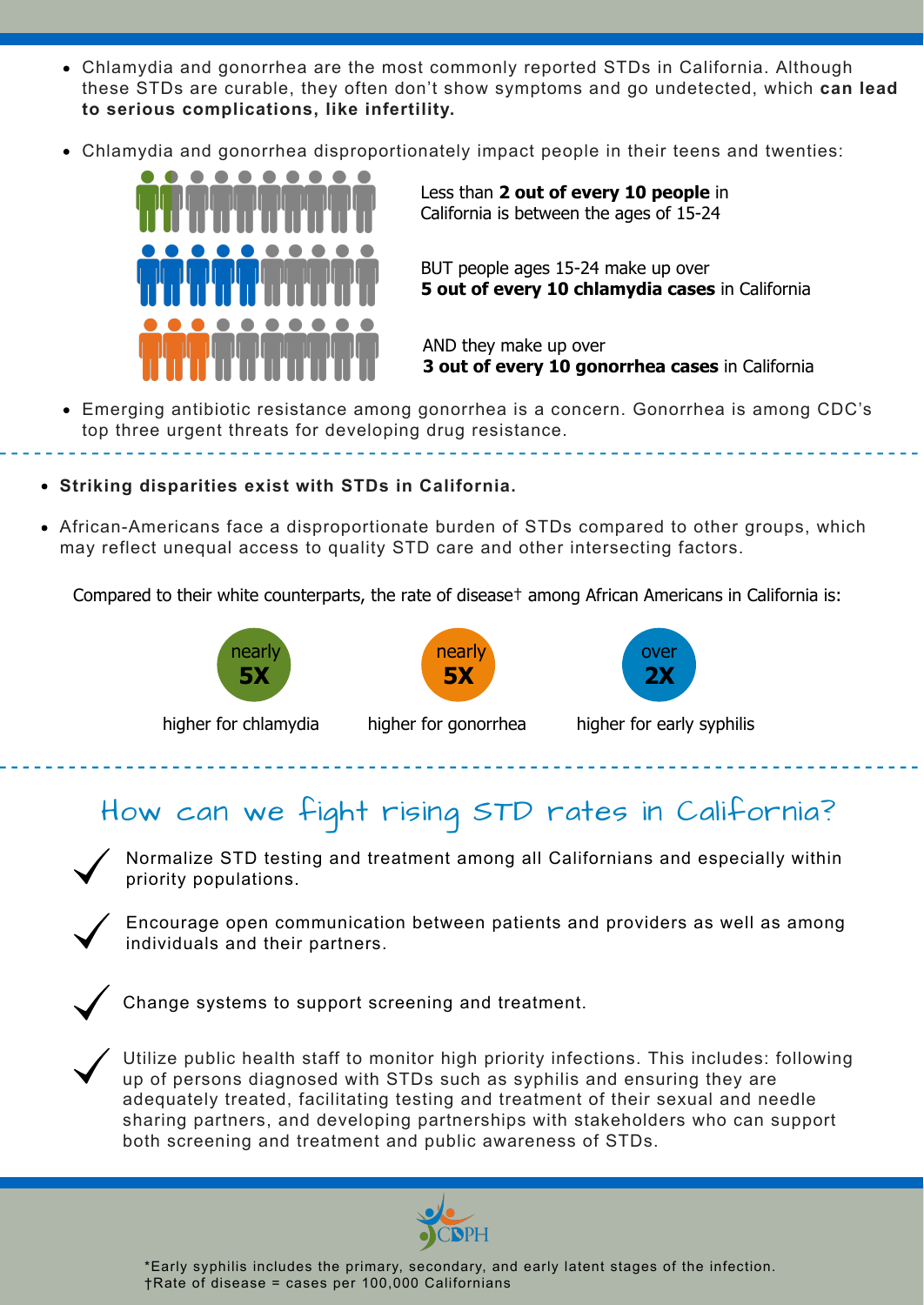- Chlamydia and gonorrhea are the most commonly reported STDs in California. Although these STDs are curable, they often don't show symptoms and go undetected, which **can lead to serious complications, like infertility.**
- Chlamydia and gonorrhea disproportionately impact people in their teens and twenties:

Less than **2 out of every 10 people** in California is between the ages of 15-24

BUT people ages 15-24 make up over **5 out of every 10 chlamydia cases** in California

AND they make up over **3 out of every 10 gonorrhea cases** in California

- Emerging antibiotic resistance among gonorrhea is a concern. Gonorrhea is among CDC's top three urgent threats for developing drug resistance.

---

- **Striking disparities exist with STDs in California.**
- African-Americans face a disproportionate burden of STDs compared to other groups, which may reflect unequal access to quality STD care and other intersecting factors.

Compared to their white counterparts, the rate of disease† among African Americans in California is:

nearly **5X** higher for chlamydia

nearly **5X** higher for gonorrhea

over **2X** higher for early syphilis

---

## How can we fight rising STD rates in California?

- ✓ Normalize STD testing and treatment among all Californians and especially within priority populations.
- ✓ Encourage open communication between patients and providers as well as among individuals and their partners.
- ✓ Change systems to support screening and treatment.
- ✓ Utilize public health staff to monitor high priority infections. This includes: following up of persons diagnosed with STDs such as syphilis and ensuring they are adequately treated, facilitating testing and treatment of their sexual and needle sharing partners, and developing partnerships with stakeholders who can support both screening and treatment and public awareness of STDs.

CDPH

*Early syphilis includes the primary, secondary, and early latent stages of the infection.
†Rate of disease = cases per 100,000 Californians